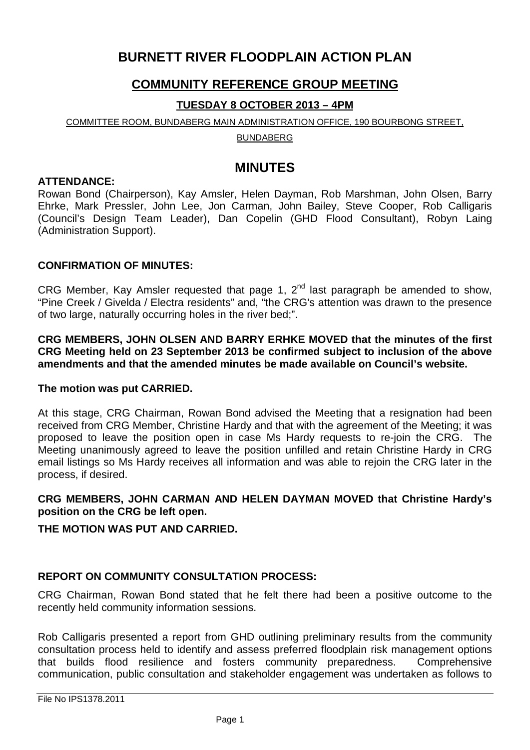# BURNETT RIVER FLOODPLAIN ACTION PLAN

## COMMUNITY REFERENCE GROUP MEETING

### TUESDAY 8 OCTOBER 2013 – 4PM

COMMITTEE ROOM, BUNDABERG MAIN ADMINISTRATION OFFICE, 190 BOURBONG STREET, BUNDABERG

## MINUTES

**ATTENDANCE:**

Rowan Bond (Chairperson), Kay Amsler, Helen Dayman, Rob Marshman, John Olsen, Barry Ehrke, Mark Pressler, John Lee, Jon Carman, John Bailey, Steve Cooper, Rob Calligaris (Council's Design Team Leader), Dan Copelin (GHD Flood Consultant), Robyn Laing (Administration Support).

**CONFIRMATION OF MINUTES:**

CRG Member, Kay Amsler requested that page 1, 2nd last paragraph be amended to show, "Pine Creek / Givelda / Electra residents" and, "the CRG's attention was drawn to the presence of two large, naturally occurring holes in the river bed;".

**CRG MEMBERS, JOHN OLSEN AND BARRY ERHKE MOVED that the minutes of the first CRG Meeting held on 23 September 2013 be confirmed subject to inclusion of the above amendments and that the amended minutes be made available on Council's website.**

**The motion was put CARRIED.**

At this stage, CRG Chairman, Rowan Bond advised the Meeting that a resignation had been received from CRG Member, Christine Hardy and that with the agreement of the Meeting; it was proposed to leave the position open in case Ms Hardy requests to re-join the CRG. The Meeting unanimously agreed to leave the position unfilled and retain Christine Hardy in CRG email listings so Ms Hardy receives all information and was able to rejoin the CRG later in the process, if desired.

**CRG MEMBERS, JOHN CARMAN AND HELEN DAYMAN MOVED that Christine Hardy's position on the CRG be left open.**

**THE MOTION WAS PUT AND CARRIED.**

**REPORT ON COMMUNITY CONSULTATION PROCESS:**

CRG Chairman, Rowan Bond stated that he felt there had been a positive outcome to the recently held community information sessions.

Rob Calligaris presented a report from GHD outlining preliminary results from the community consultation process held to identify and assess preferred floodplain risk management options that builds flood resilience and fosters community preparedness. Comprehensive communication, public consultation and stakeholder engagement was undertaken as follows to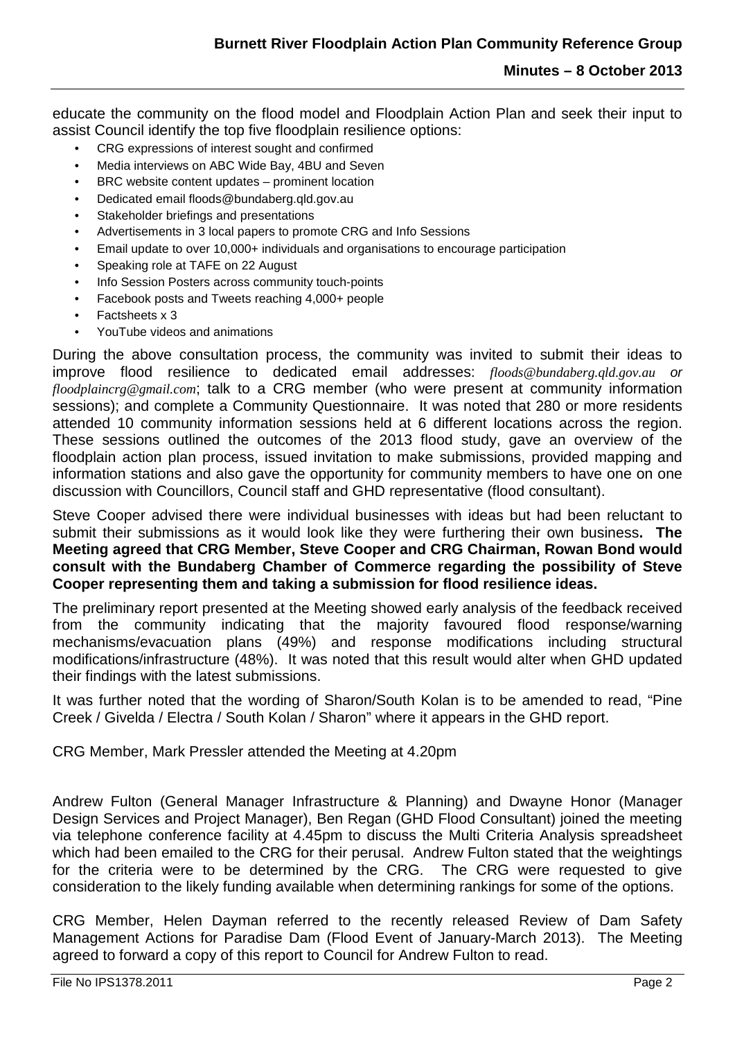educate the community on the flood model and Floodplain Action Plan and seek their input to assist Council identify the top five floodplain resilience options:

- CRG expressions of interest sought and confirmed
- Media interviews on ABC Wide Bay, 4BU and Seven
- BRC website content updates – prominent location
- Dedicated email floods@bundaberg.qld.gov.au
- Stakeholder briefings and presentations
- Advertisements in 3 local papers to promote CRG and Info Sessions
- Email update to over 10,000+ individuals and organisations to encourage participation
- Speaking role at TAFE on 22 August
- Info Session Posters across community touch-points
- Facebook posts and Tweets reaching 4,000+ people
- Factsheets x 3
- YouTube videos and animations

During the above consultation process, the community was invited to submit their ideas to improve flood resilience to dedicated email addresses: *floods@bundaberg.qld.gov.au or floodplaincrg@gmail.com*; talk to a CRG member (who were present at community information sessions); and complete a Community Questionnaire. It was noted that 280 or more residents attended 10 community information sessions held at 6 different locations across the region. These sessions outlined the outcomes of the 2013 flood study, gave an overview of the floodplain action plan process, issued invitation to make submissions, provided mapping and information stations and also gave the opportunity for community members to have one on one discussion with Councillors, Council staff and GHD representative (flood consultant).

Steve Cooper advised there were individual businesses with ideas but had been reluctant to submit their submissions as it would look like they were furthering their own business**. The Meeting agreed that CRG Member, Steve Cooper and CRG Chairman, Rowan Bond would consult with the Bundaberg Chamber of Commerce regarding the possibility of Steve Cooper representing them and taking a submission for flood resilience ideas.**

The preliminary report presented at the Meeting showed early analysis of the feedback received from the community indicating that the majority favoured flood response/warning mechanisms/evacuation plans (49%) and response modifications including structural modifications/infrastructure (48%). It was noted that this result would alter when GHD updated their findings with the latest submissions.

It was further noted that the wording of Sharon/South Kolan is to be amended to read, "Pine Creek / Givelda / Electra / South Kolan / Sharon" where it appears in the GHD report.

CRG Member, Mark Pressler attended the Meeting at 4.20pm

Andrew Fulton (General Manager Infrastructure & Planning) and Dwayne Honor (Manager Design Services and Project Manager), Ben Regan (GHD Flood Consultant) joined the meeting via telephone conference facility at 4.45pm to discuss the Multi Criteria Analysis spreadsheet which had been emailed to the CRG for their perusal. Andrew Fulton stated that the weightings for the criteria were to be determined by the CRG. The CRG were requested to give consideration to the likely funding available when determining rankings for some of the options.

CRG Member, Helen Dayman referred to the recently released Review of Dam Safety Management Actions for Paradise Dam (Flood Event of January-March 2013). The Meeting agreed to forward a copy of this report to Council for Andrew Fulton to read.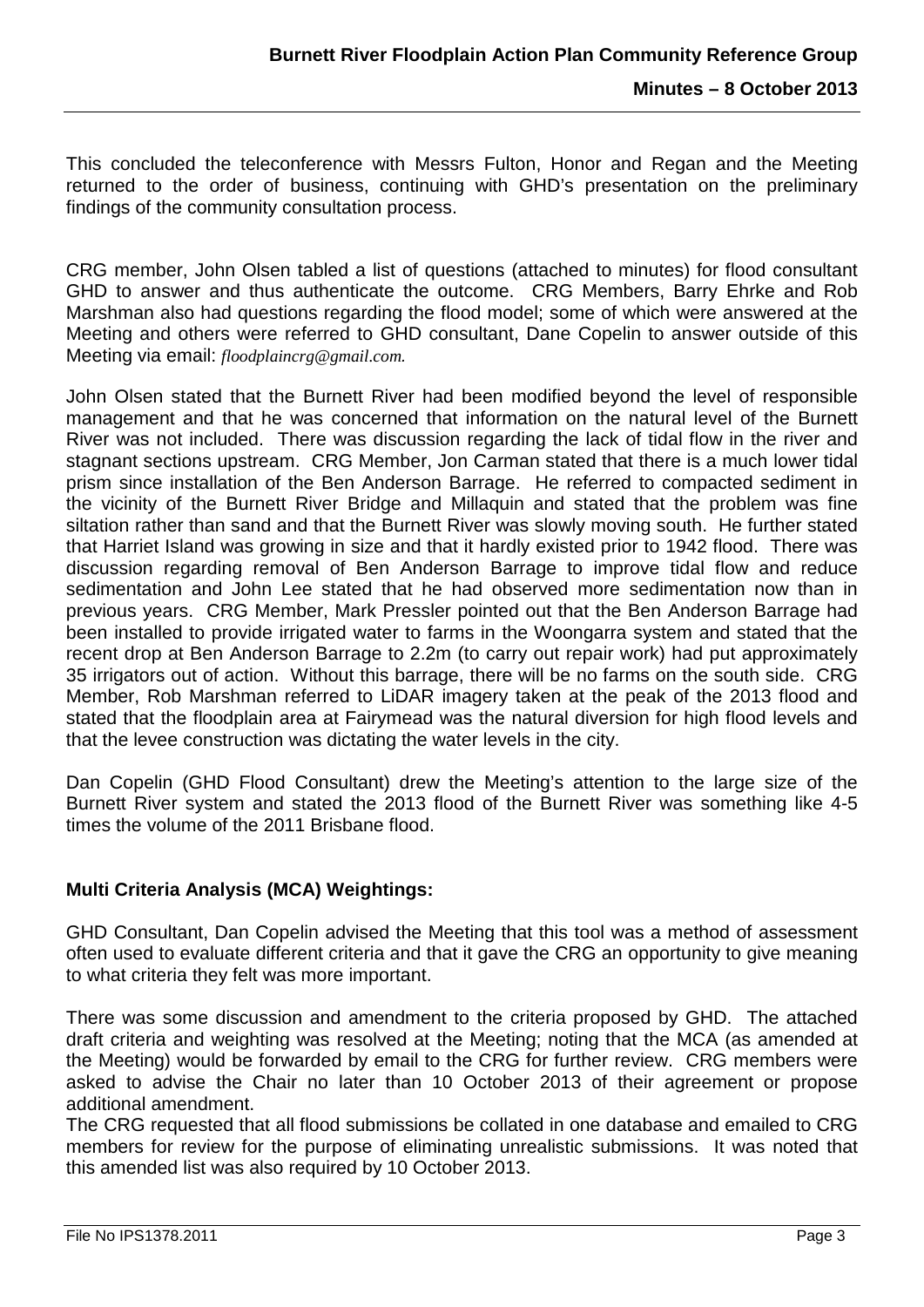This concluded the teleconference with Messrs Fulton, Honor and Regan and the Meeting returned to the order of business, continuing with GHD's presentation on the preliminary findings of the community consultation process.

CRG member, John Olsen tabled a list of questions (attached to minutes) for flood consultant GHD to answer and thus authenticate the outcome. CRG Members, Barry Ehrke and Rob Marshman also had questions regarding the flood model; some of which were answered at the Meeting and others were referred to GHD consultant, Dane Copelin to answer outside of this Meeting via email: *floodplaincrg@gmail.com.*

John Olsen stated that the Burnett River had been modified beyond the level of responsible management and that he was concerned that information on the natural level of the Burnett River was not included. There was discussion regarding the lack of tidal flow in the river and stagnant sections upstream. CRG Member, Jon Carman stated that there is a much lower tidal prism since installation of the Ben Anderson Barrage. He referred to compacted sediment in the vicinity of the Burnett River Bridge and Millaquin and stated that the problem was fine siltation rather than sand and that the Burnett River was slowly moving south. He further stated that Harriet Island was growing in size and that it hardly existed prior to 1942 flood. There was discussion regarding removal of Ben Anderson Barrage to improve tidal flow and reduce sedimentation and John Lee stated that he had observed more sedimentation now than in previous years. CRG Member, Mark Pressler pointed out that the Ben Anderson Barrage had been installed to provide irrigated water to farms in the Woongarra system and stated that the recent drop at Ben Anderson Barrage to 2.2m (to carry out repair work) had put approximately 35 irrigators out of action. Without this barrage, there will be no farms on the south side. CRG Member, Rob Marshman referred to LiDAR imagery taken at the peak of the 2013 flood and stated that the floodplain area at Fairymead was the natural diversion for high flood levels and that the levee construction was dictating the water levels in the city.

Dan Copelin (GHD Flood Consultant) drew the Meeting's attention to the large size of the Burnett River system and stated the 2013 flood of the Burnett River was something like 4-5 times the volume of the 2011 Brisbane flood.

**Multi Criteria Analysis (MCA) Weightings:**

GHD Consultant, Dan Copelin advised the Meeting that this tool was a method of assessment often used to evaluate different criteria and that it gave the CRG an opportunity to give meaning to what criteria they felt was more important.

There was some discussion and amendment to the criteria proposed by GHD. The attached draft criteria and weighting was resolved at the Meeting; noting that the MCA (as amended at the Meeting) would be forwarded by email to the CRG for further review. CRG members were asked to advise the Chair no later than 10 October 2013 of their agreement or propose additional amendment.
The CRG requested that all flood submissions be collated in one database and emailed to CRG members for review for the purpose of eliminating unrealistic submissions. It was noted that this amended list was also required by 10 October 2013.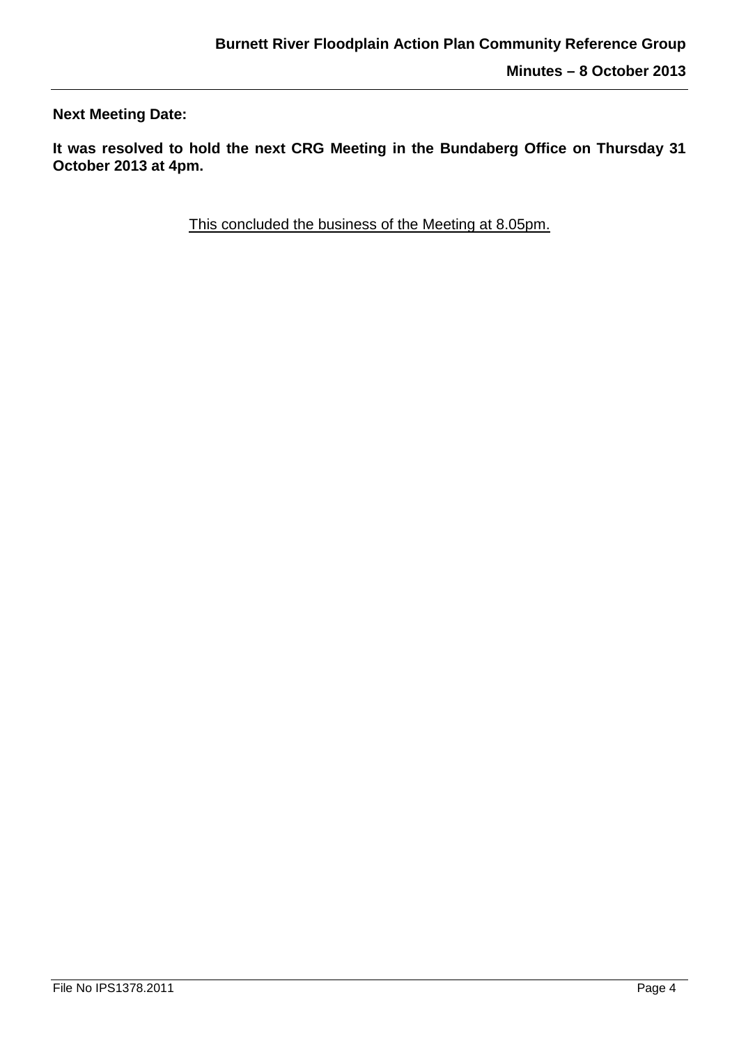**Next Meeting Date:**

**It was resolved to hold the next CRG Meeting in the Bundaberg Office on Thursday 31 October 2013 at 4pm.**

<u>This concluded the business of the Meeting at 8.05pm.</u>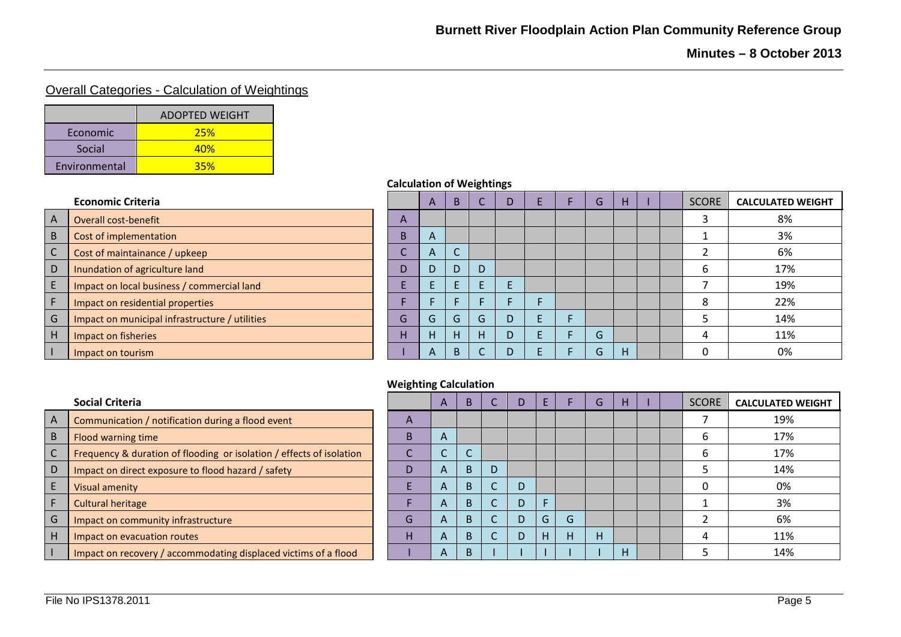## Overall Categories - Calculation of Weightings

| | ADOPTED WEIGHT |
|---|---|
| Economic | 25% |
| Social | 40% |
| Environmental | 35% |

### Economic Criteria

| | Economic Criteria |
|---|---|
| A | Overall cost-benefit |
| B | Cost of implementation |
| C | Cost of maintainance / upkeep |
| D | Inundation of agriculture land |
| E | Impact on local business / commercial land |
| F | Impact on residential properties |
| G | Impact on municipal infrastructure / utilities |
| H | Impact on fisheries |
| I | Impact on tourism |

**Calculation of Weightings**

| | A | B | C | D | E | F | G | H | I | | SCORE | CALCULATED WEIGHT |
|---|---|---|---|---|---|---|---|---|---|---|---|---|
| A | | | | | | | | | | | 3 | 8% |
| B | A | | | | | | | | | | 1 | 3% |
| C | A | C | | | | | | | | | 2 | 6% |
| D | D | D | D | | | | | | | | 6 | 17% |
| E | E | E | E | E | | | | | | | 7 | 19% |
| F | F | F | F | F | F | | | | | | 8 | 22% |
| G | G | G | G | D | E | F | | | | | 5 | 14% |
| H | H | H | H | D | E | F | G | | | | 4 | 11% |
| I | A | B | C | D | E | F | G | H | | | 0 | 0% |

### Social Criteria

| | Social Criteria |
|---|---|
| A | Communication / notification during a flood event |
| B | Flood warning time |
| C | Frequency & duration of flooding or isolation / effects of isolation |
| D | Impact on direct exposure to flood hazard / safety |
| E | Visual amenity |
| F | Cultural heritage |
| G | Impact on community infrastructure |
| H | Impact on evacuation routes |
| I | Impact on recovery / accommodating displaced victims of a flood |

**Weighting Calculation**

| | A | B | C | D | E | F | G | H | I | | SCORE | CALCULATED WEIGHT |
|---|---|---|---|---|---|---|---|---|---|---|---|---|
| A | | | | | | | | | | | 7 | 19% |
| B | A | | | | | | | | | | 6 | 17% |
| C | C | C | | | | | | | | | 6 | 17% |
| D | A | B | D | | | | | | | | 5 | 14% |
| E | A | B | C | D | | | | | | | 0 | 0% |
| F | A | B | C | D | F | | | | | | 1 | 3% |
| G | A | B | C | D | G | G | | | | | 2 | 6% |
| H | A | B | C | D | H | H | H | | | | 4 | 11% |
| I | A | B | I | I | I | I | I | H | | | 5 | 14% |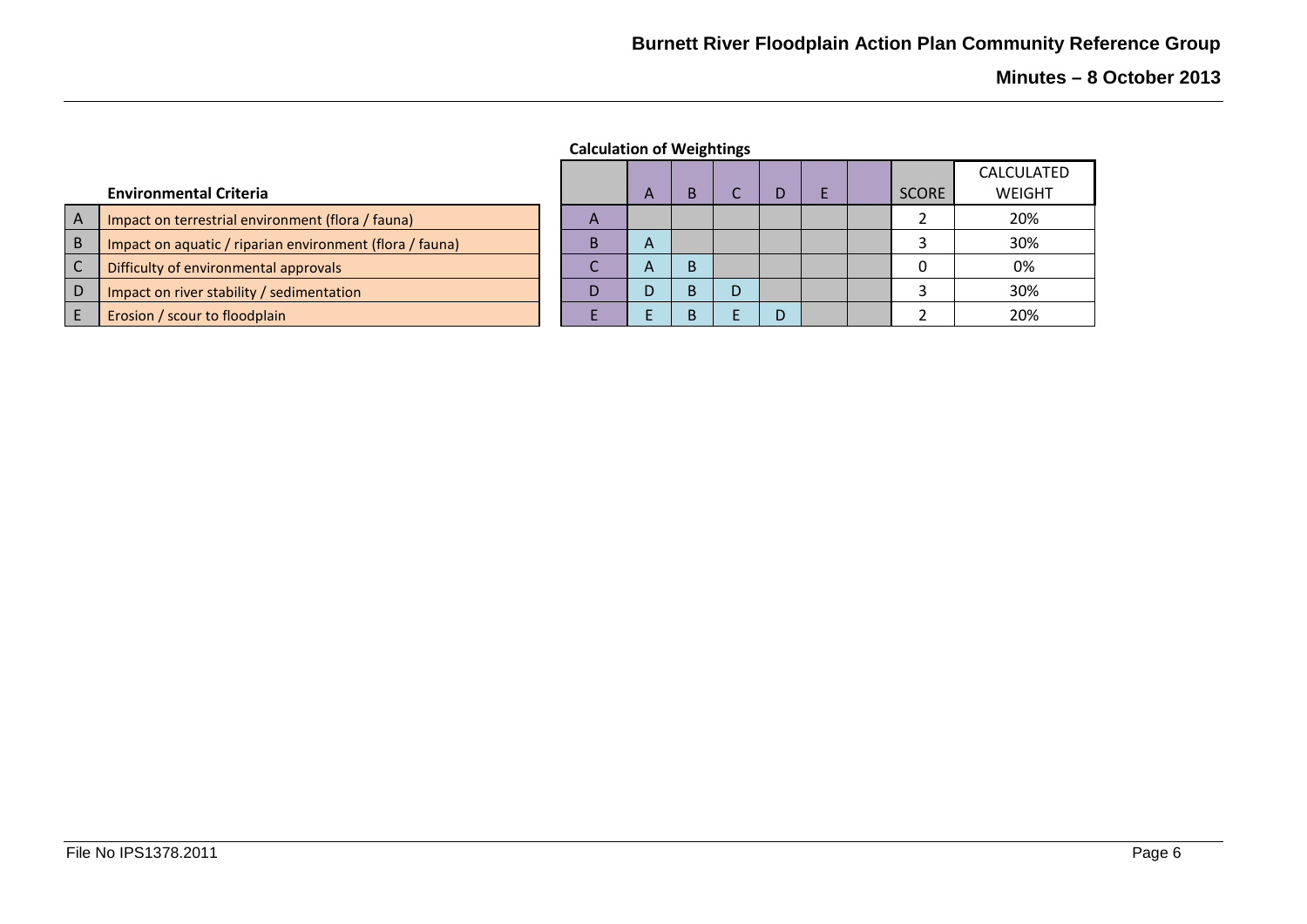## Environmental Criteria

| | Environmental Criteria |
|---|---|
| A | Impact on terrestrial environment (flora / fauna) |
| B | Impact on aquatic / riparian environment (flora / fauna) |
| C | Difficulty of environmental approvals |
| D | Impact on river stability / sedimentation |
| E | Erosion / scour to floodplain |

**Calculation of Weightings**

| | A | B | C | D | E | | SCORE | CALCULATED WEIGHT |
|---|---|---|---|---|---|---|---|---|
| A | | | | | | | 2 | 20% |
| B | A | | | | | | 3 | 30% |
| C | A | B | | | | | 0 | 0% |
| D | D | B | D | | | | 3 | 30% |
| E | E | B | E | D | | | 2 | 20% |

File No IPS1378.2011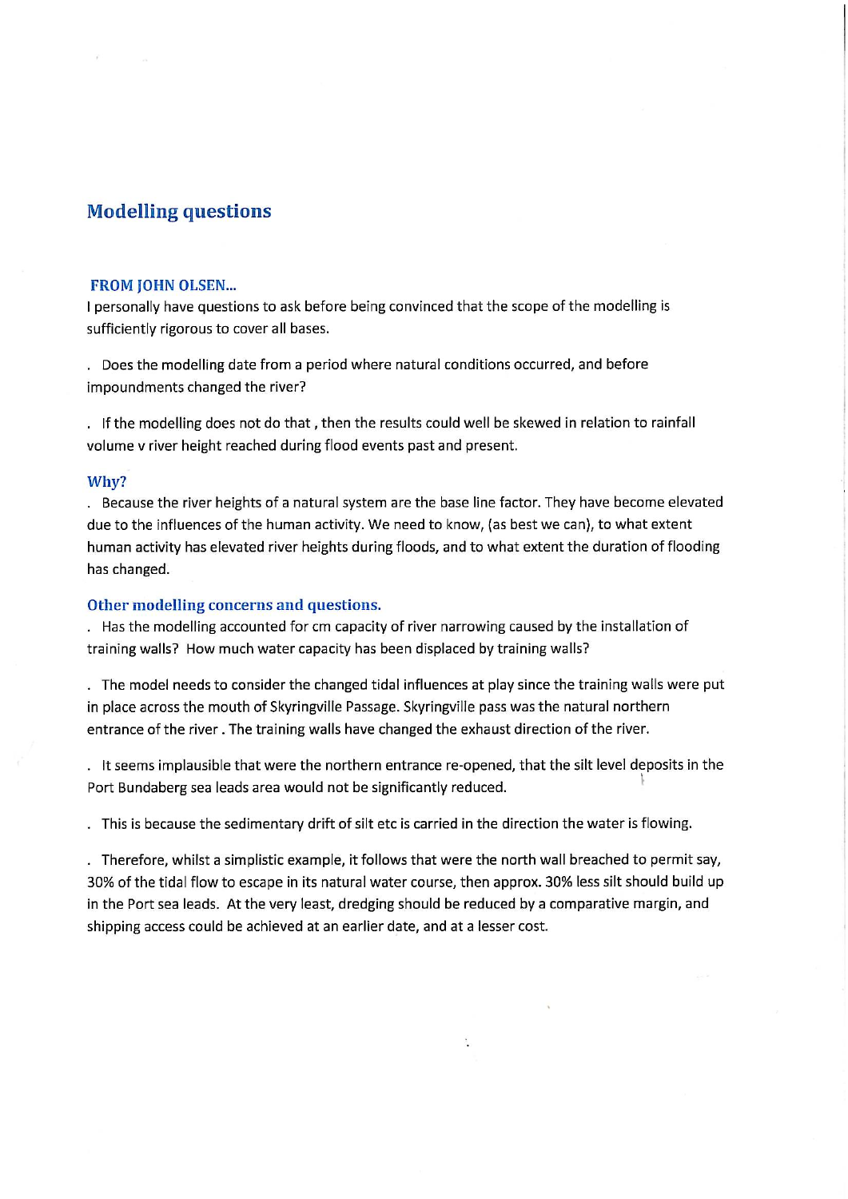## Modelling questions

### FROM JOHN OLSEN...

I personally have questions to ask before being convinced that the scope of the modelling is sufficiently rigorous to cover all bases.

. Does the modelling date from a period where natural conditions occurred, and before impoundments changed the river?

. If the modelling does not do that , then the results could well be skewed in relation to rainfall volume v river height reached during flood events past and present.

### Why?

. Because the river heights of a natural system are the base line factor. They have become elevated due to the influences of the human activity. We need to know, (as best we can), to what extent human activity has elevated river heights during floods, and to what extent the duration of flooding has changed.

### Other modelling concerns and questions.

. Has the modelling accounted for cm capacity of river narrowing caused by the installation of training walls? How much water capacity has been displaced by training walls?

. The model needs to consider the changed tidal influences at play since the training walls were put in place across the mouth of Skyringville Passage. Skyringville pass was the natural northern entrance of the river . The training walls have changed the exhaust direction of the river.

. It seems implausible that were the northern entrance re-opened, that the silt level deposits in the Port Bundaberg sea leads area would not be significantly reduced.

. This is because the sedimentary drift of silt etc is carried in the direction the water is flowing.

. Therefore, whilst a simplistic example, it follows that were the north wall breached to permit say, 30% of the tidal flow to escape in its natural water course, then approx. 30% less silt should build up in the Port sea leads. At the very least, dredging should be reduced by a comparative margin, and shipping access could be achieved at an earlier date, and at a lesser cost.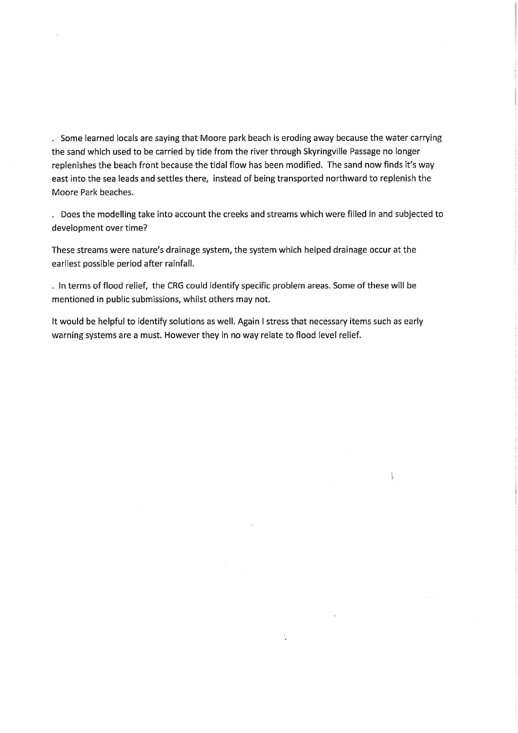. Some learned locals are saying that Moore park beach is eroding away because the water carrying the sand which used to be carried by tide from the river through Skyringville Passage no longer replenishes the beach front because the tidal flow has been modified. The sand now finds it's way east into the sea leads and settles there, instead of being transported northward to replenish the Moore Park beaches.

. Does the modelling take into account the creeks and streams which were filled in and subjected to development over time?

These streams were nature's drainage system, the system which helped drainage occur at the earliest possible period after rainfall.

. In terms of flood relief, the CRG could identify specific problem areas. Some of these will be mentioned in public submissions, whilst others may not.

It would be helpful to identify solutions as well. Again I stress that necessary items such as early warning systems are a must. However they in no way relate to flood level relief.